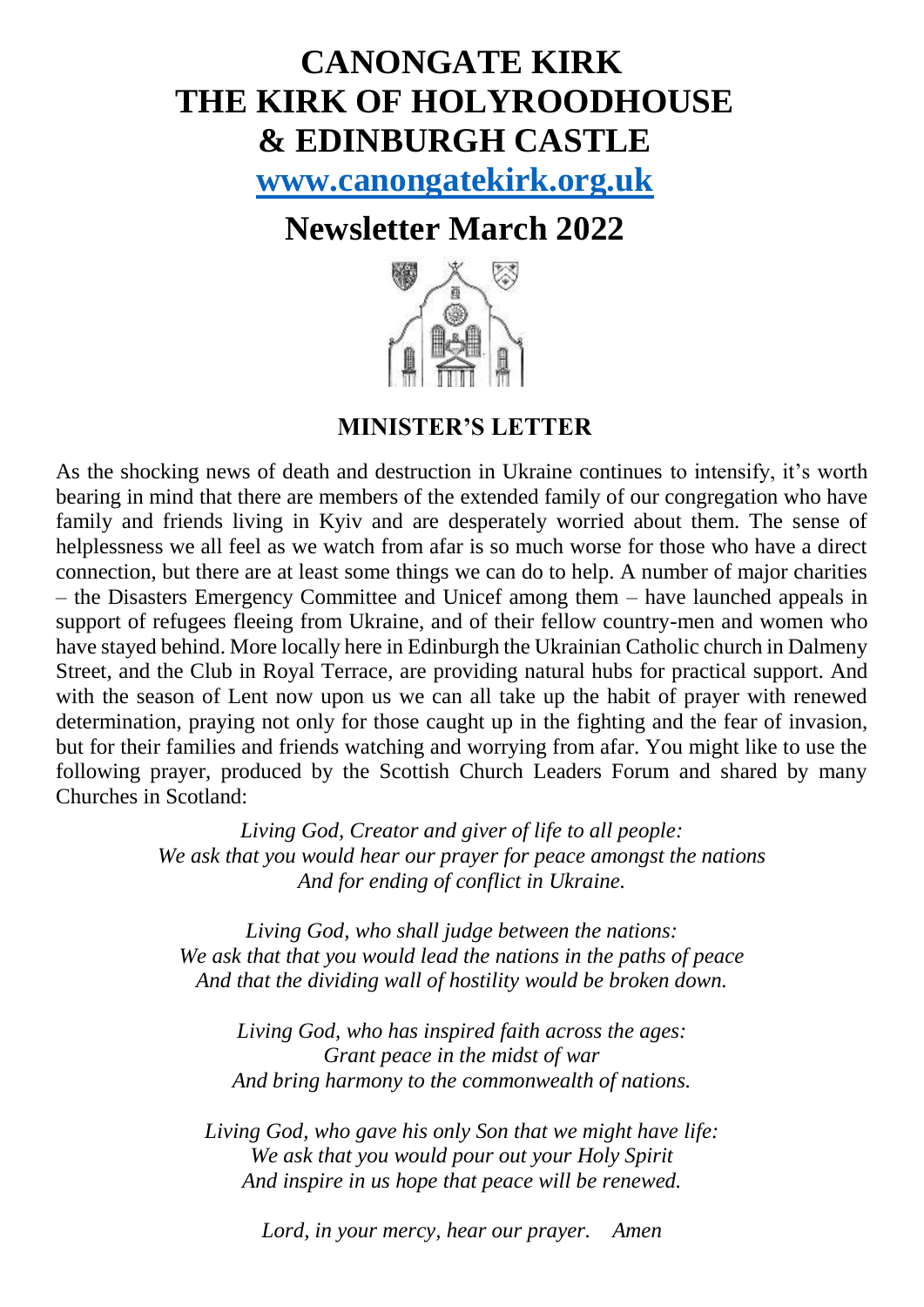# CANONGATE KIRK
# THE KIRK OF HOLYROODHOUSE
# & EDINBURGH CASTLE

**[www.canongatekirk.org.uk](http://www.canongatekirk.org.uk)**

# Newsletter March 2022

## MINISTER'S LETTER

As the shocking news of death and destruction in Ukraine continues to intensify, it's worth bearing in mind that there are members of the extended family of our congregation who have family and friends living in Kyiv and are desperately worried about them. The sense of helplessness we all feel as we watch from afar is so much worse for those who have a direct connection, but there are at least some things we can do to help. A number of major charities – the Disasters Emergency Committee and Unicef among them – have launched appeals in support of refugees fleeing from Ukraine, and of their fellow country-men and women who have stayed behind. More locally here in Edinburgh the Ukrainian Catholic church in Dalmeny Street, and the Club in Royal Terrace, are providing natural hubs for practical support. And with the season of Lent now upon us we can all take up the habit of prayer with renewed determination, praying not only for those caught up in the fighting and the fear of invasion, but for their families and friends watching and worrying from afar. You might like to use the following prayer, produced by the Scottish Church Leaders Forum and shared by many Churches in Scotland:

*Living God, Creator and giver of life to all people:*
*We ask that you would hear our prayer for peace amongst the nations*
*And for ending of conflict in Ukraine.*

*Living God, who shall judge between the nations:*
*We ask that that you would lead the nations in the paths of peace*
*And that the dividing wall of hostility would be broken down.*

*Living God, who has inspired faith across the ages:*
*Grant peace in the midst of war*
*And bring harmony to the commonwealth of nations.*

*Living God, who gave his only Son that we might have life:*
*We ask that you would pour out your Holy Spirit*
*And inspire in us hope that peace will be renewed.*

*Lord, in your mercy, hear our prayer. Amen*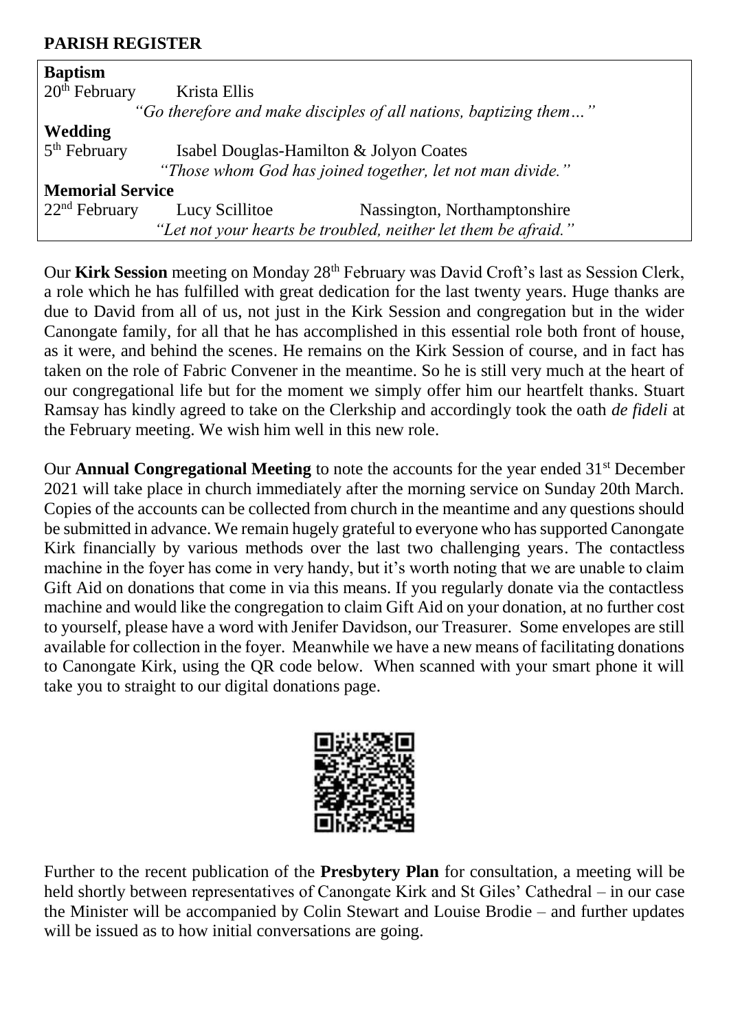## PARISH REGISTER

| **Baptism** | | |
|---|---|---|
| 20th February | Krista Ellis | |
| *"Go therefore and make disciples of all nations, baptizing them…"* | | |
| **Wedding** | | |
| 5th February | Isabel Douglas-Hamilton & Jolyon Coates | |
| *"Those whom God has joined together, let not man divide."* | | |
| **Memorial Service** | | |
| 22nd February | Lucy Scillitoe | Nassington, Northamptonshire |
| *"Let not your hearts be troubled, neither let them be afraid."* | | |

Our **Kirk Session** meeting on Monday 28th February was David Croft's last as Session Clerk, a role which he has fulfilled with great dedication for the last twenty years. Huge thanks are due to David from all of us, not just in the Kirk Session and congregation but in the wider Canongate family, for all that he has accomplished in this essential role both front of house, as it were, and behind the scenes. He remains on the Kirk Session of course, and in fact has taken on the role of Fabric Convener in the meantime. So he is still very much at the heart of our congregational life but for the moment we simply offer him our heartfelt thanks. Stuart Ramsay has kindly agreed to take on the Clerkship and accordingly took the oath *de fideli* at the February meeting. We wish him well in this new role.

Our **Annual Congregational Meeting** to note the accounts for the year ended 31st December 2021 will take place in church immediately after the morning service on Sunday 20th March. Copies of the accounts can be collected from church in the meantime and any questions should be submitted in advance. We remain hugely grateful to everyone who has supported Canongate Kirk financially by various methods over the last two challenging years. The contactless machine in the foyer has come in very handy, but it's worth noting that we are unable to claim Gift Aid on donations that come in via this means. If you regularly donate via the contactless machine and would like the congregation to claim Gift Aid on your donation, at no further cost to yourself, please have a word with Jenifer Davidson, our Treasurer. Some envelopes are still available for collection in the foyer. Meanwhile we have a new means of facilitating donations to Canongate Kirk, using the QR code below. When scanned with your smart phone it will take you to straight to our digital donations page.

Further to the recent publication of the **Presbytery Plan** for consultation, a meeting will be held shortly between representatives of Canongate Kirk and St Giles' Cathedral – in our case the Minister will be accompanied by Colin Stewart and Louise Brodie – and further updates will be issued as to how initial conversations are going.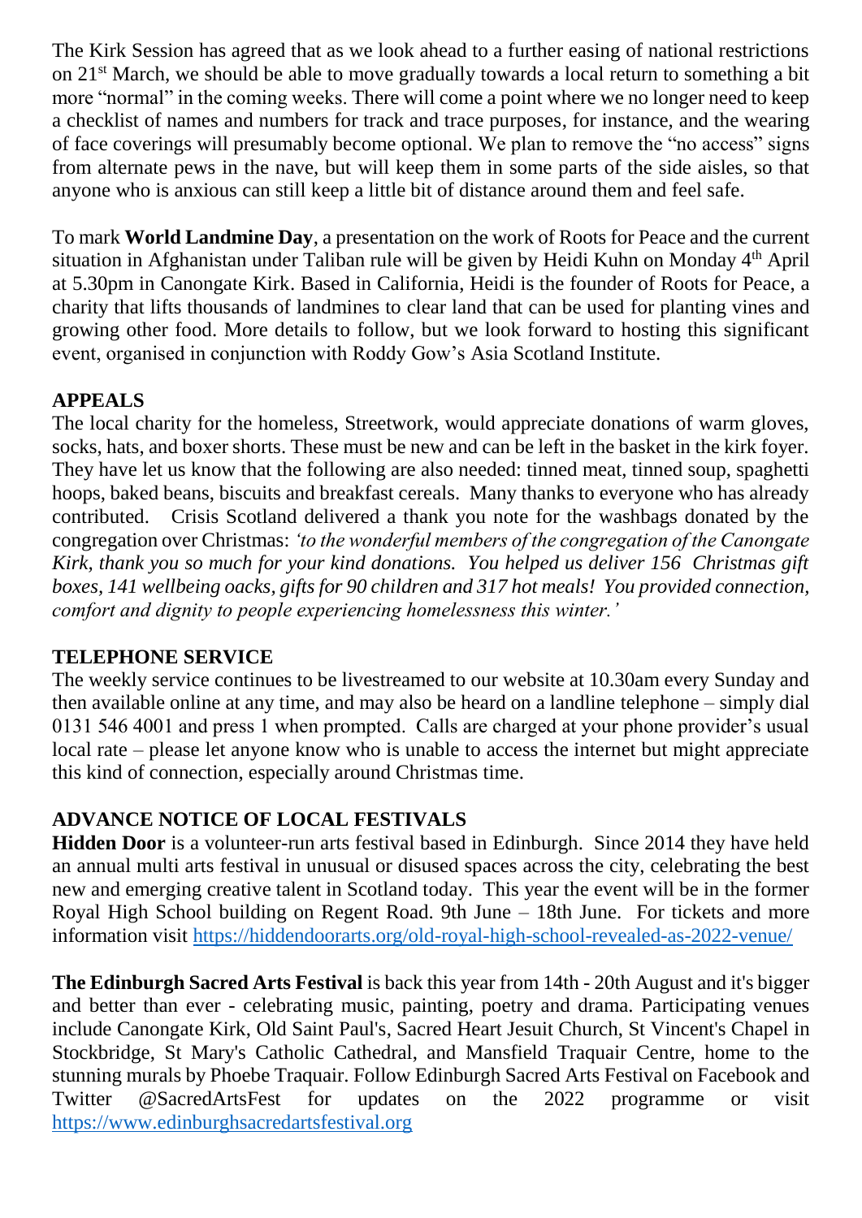The Kirk Session has agreed that as we look ahead to a further easing of national restrictions on 21st March, we should be able to move gradually towards a local return to something a bit more "normal" in the coming weeks. There will come a point where we no longer need to keep a checklist of names and numbers for track and trace purposes, for instance, and the wearing of face coverings will presumably become optional. We plan to remove the "no access" signs from alternate pews in the nave, but will keep them in some parts of the side aisles, so that anyone who is anxious can still keep a little bit of distance around them and feel safe.

To mark **World Landmine Day**, a presentation on the work of Roots for Peace and the current situation in Afghanistan under Taliban rule will be given by Heidi Kuhn on Monday 4th April at 5.30pm in Canongate Kirk. Based in California, Heidi is the founder of Roots for Peace, a charity that lifts thousands of landmines to clear land that can be used for planting vines and growing other food. More details to follow, but we look forward to hosting this significant event, organised in conjunction with Roddy Gow's Asia Scotland Institute.

## APPEALS

The local charity for the homeless, Streetwork, would appreciate donations of warm gloves, socks, hats, and boxer shorts. These must be new and can be left in the basket in the kirk foyer. They have let us know that the following are also needed: tinned meat, tinned soup, spaghetti hoops, baked beans, biscuits and breakfast cereals. Many thanks to everyone who has already contributed. Crisis Scotland delivered a thank you note for the washbags donated by the congregation over Christmas: *'to the wonderful members of the congregation of the Canongate Kirk, thank you so much for your kind donations. You helped us deliver 156 Christmas gift boxes, 141 wellbeing oacks, gifts for 90 children and 317 hot meals! You provided connection, comfort and dignity to people experiencing homelessness this winter.'*

## TELEPHONE SERVICE

The weekly service continues to be livestreamed to our website at 10.30am every Sunday and then available online at any time, and may also be heard on a landline telephone – simply dial 0131 546 4001 and press 1 when prompted. Calls are charged at your phone provider's usual local rate – please let anyone know who is unable to access the internet but might appreciate this kind of connection, especially around Christmas time.

## ADVANCE NOTICE OF LOCAL FESTIVALS

**Hidden Door** is a volunteer-run arts festival based in Edinburgh. Since 2014 they have held an annual multi arts festival in unusual or disused spaces across the city, celebrating the best new and emerging creative talent in Scotland today. This year the event will be in the former Royal High School building on Regent Road. 9th June – 18th June. For tickets and more information visit https://hiddendoorarts.org/old-royal-high-school-revealed-as-2022-venue/

**The Edinburgh Sacred Arts Festival** is back this year from 14th - 20th August and it's bigger and better than ever - celebrating music, painting, poetry and drama. Participating venues include Canongate Kirk, Old Saint Paul's, Sacred Heart Jesuit Church, St Vincent's Chapel in Stockbridge, St Mary's Catholic Cathedral, and Mansfield Traquair Centre, home to the stunning murals by Phoebe Traquair. Follow Edinburgh Sacred Arts Festival on Facebook and Twitter @SacredArtsFest for updates on the 2022 programme or visit https://www.edinburghsacredartsfestival.org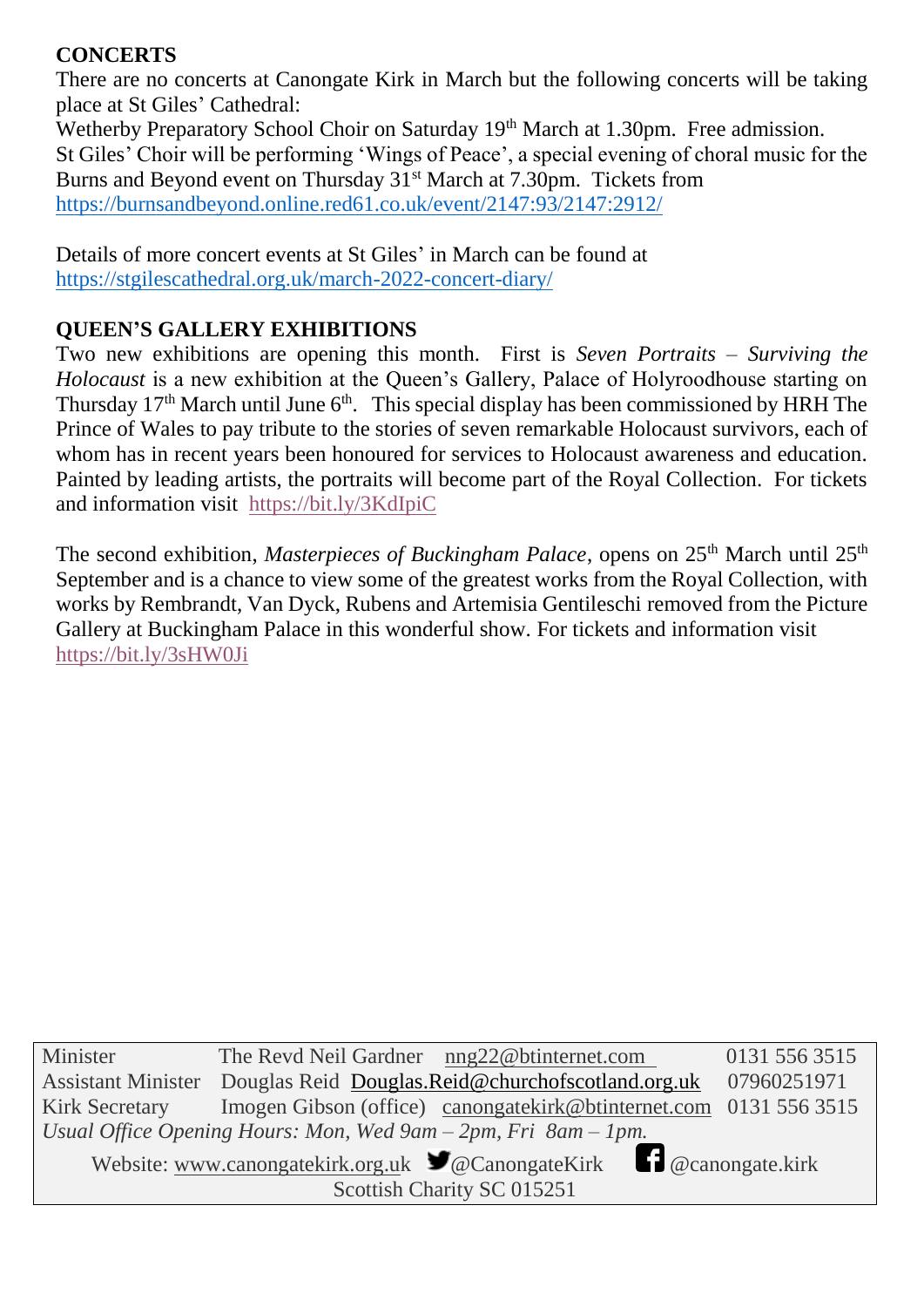**CONCERTS**

There are no concerts at Canongate Kirk in March but the following concerts will be taking place at St Giles' Cathedral:

Wetherby Preparatory School Choir on Saturday 19th March at 1.30pm. Free admission.

St Giles' Choir will be performing 'Wings of Peace', a special evening of choral music for the Burns and Beyond event on Thursday 31st March at 7.30pm. Tickets from https://burnsandbeyond.online.red61.co.uk/event/2147:93/2147:2912/

Details of more concert events at St Giles' in March can be found at https://stgilescathedral.org.uk/march-2022-concert-diary/

**QUEEN'S GALLERY EXHIBITIONS**

Two new exhibitions are opening this month. First is *Seven Portraits – Surviving the Holocaust* is a new exhibition at the Queen's Gallery, Palace of Holyroodhouse starting on Thursday 17th March until June 6th. This special display has been commissioned by HRH The Prince of Wales to pay tribute to the stories of seven remarkable Holocaust survivors, each of whom has in recent years been honoured for services to Holocaust awareness and education. Painted by leading artists, the portraits will become part of the Royal Collection. For tickets and information visit https://bit.ly/3KdIpiC

The second exhibition, *Masterpieces of Buckingham Palace*, opens on 25th March until 25th September and is a chance to view some of the greatest works from the Royal Collection, with works by Rembrandt, Van Dyck, Rubens and Artemisia Gentileschi removed from the Picture Gallery at Buckingham Palace in this wonderful show. For tickets and information visit https://bit.ly/3sHW0Ji

| | | | |
|---|---|---|---|
| Minister | The Revd Neil Gardner | nng22@btinternet.com | 0131 556 3515 |
| Assistant Minister | Douglas Reid | Douglas.Reid@churchofscotland.org.uk | 07960251971 |
| Kirk Secretary | Imogen Gibson (office) | canongatekirk@btinternet.com | 0131 556 3515 |

*Usual Office Opening Hours: Mon, Wed 9am – 2pm, Fri 8am – 1pm.*

Website: www.canongatekirk.org.uk @CanongateKirk @canongate.kirk

Scottish Charity SC 015251